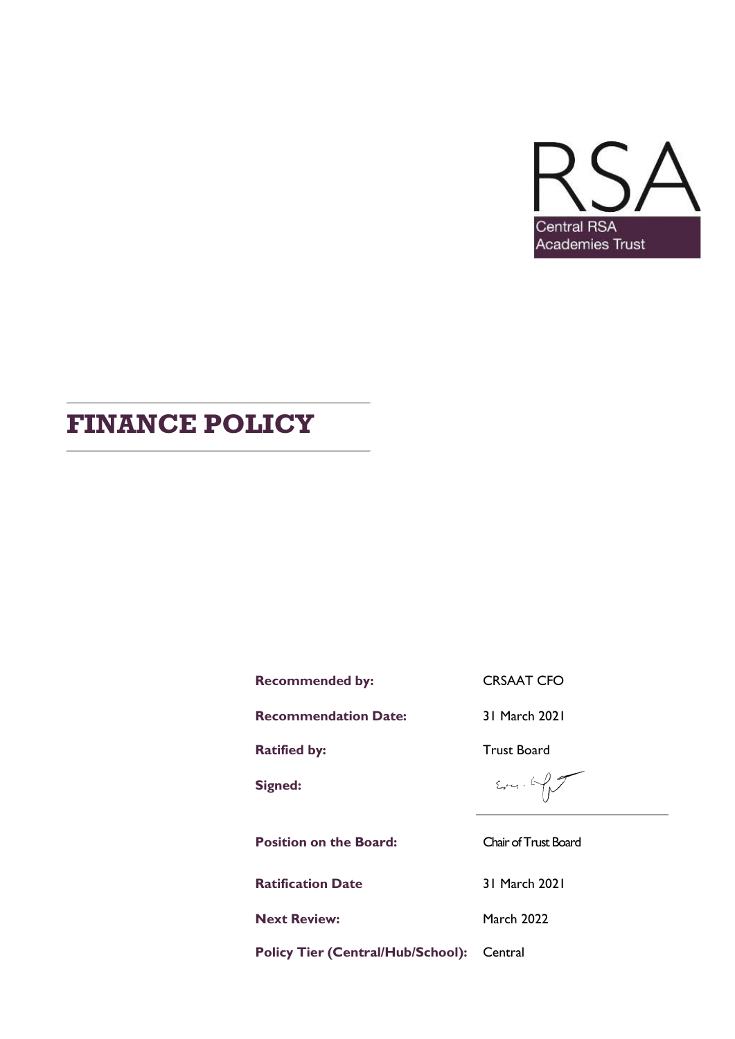RSA

Central RSA Academies Trust

# FINANCE POLICY

| | |
|---|---|
| **Recommended by:** | CRSAAT CFO |
| **Recommendation Date:** | 31 March 2021 |
| **Ratified by:** | Trust Board |
| **Signed:** | |
| **Position on the Board:** | Chair of Trust Board |
| **Ratification Date** | 31 March 2021 |
| **Next Review:** | March 2022 |
| **Policy Tier (Central/Hub/School):** | Central |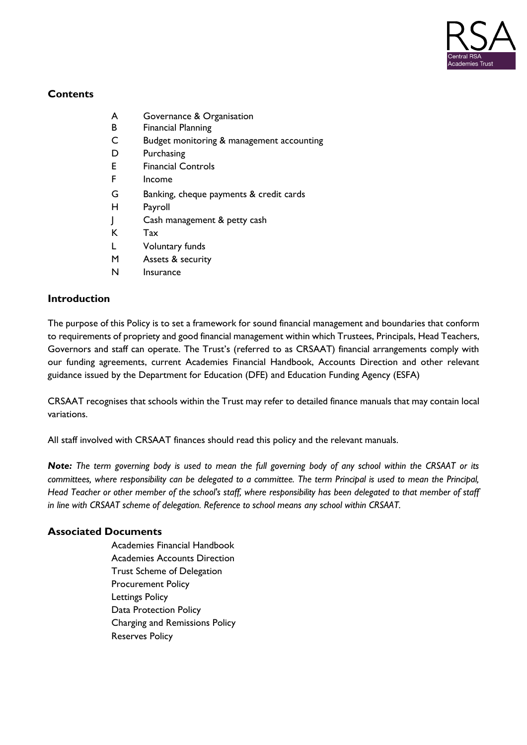## Contents

- A Governance & Organisation
- B Financial Planning
- C Budget monitoring & management accounting
- D Purchasing
- E Financial Controls
- F Income
- G Banking, cheque payments & credit cards
- H Payroll
- J Cash management & petty cash
- K Tax
- L Voluntary funds
- M Assets & security
- N Insurance

## Introduction

The purpose of this Policy is to set a framework for sound financial management and boundaries that conform to requirements of propriety and good financial management within which Trustees, Principals, Head Teachers, Governors and staff can operate. The Trust's (referred to as CRSAAT) financial arrangements comply with our funding agreements, current Academies Financial Handbook, Accounts Direction and other relevant guidance issued by the Department for Education (DFE) and Education Funding Agency (ESFA)

CRSAAT recognises that schools within the Trust may refer to detailed finance manuals that may contain local variations.

All staff involved with CRSAAT finances should read this policy and the relevant manuals.

***Note:*** *The term governing body is used to mean the full governing body of any school within the CRSAAT or its committees, where responsibility can be delegated to a committee. The term Principal is used to mean the Principal, Head Teacher or other member of the school's staff, where responsibility has been delegated to that member of staff in line with CRSAAT scheme of delegation. Reference to school means any school within CRSAAT.*

## Associated Documents

- Academies Financial Handbook
- Academies Accounts Direction
- Trust Scheme of Delegation
- Procurement Policy
- Lettings Policy
- Data Protection Policy
- Charging and Remissions Policy
- Reserves Policy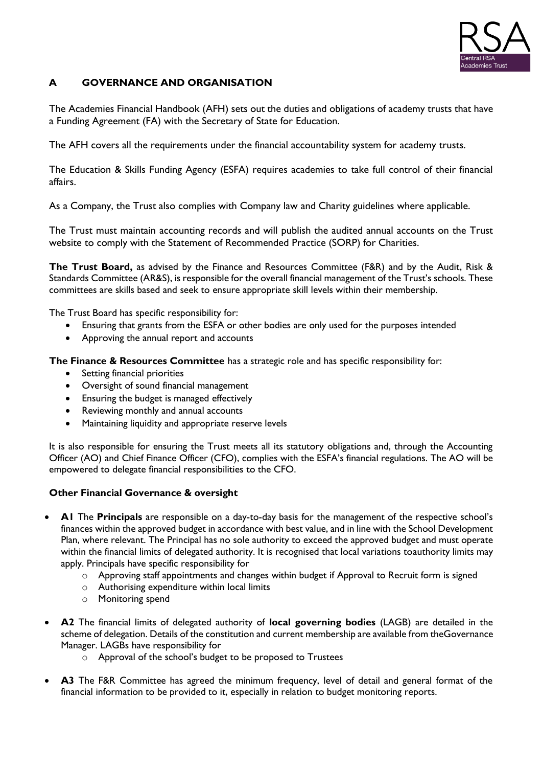## A GOVERNANCE AND ORGANISATION

The Academies Financial Handbook (AFH) sets out the duties and obligations of academy trusts that have a Funding Agreement (FA) with the Secretary of State for Education.

The AFH covers all the requirements under the financial accountability system for academy trusts.

The Education & Skills Funding Agency (ESFA) requires academies to take full control of their financial affairs.

As a Company, the Trust also complies with Company law and Charity guidelines where applicable.

The Trust must maintain accounting records and will publish the audited annual accounts on the Trust website to comply with the Statement of Recommended Practice (SORP) for Charities.

**The Trust Board,** as advised by the Finance and Resources Committee (F&R) and by the Audit, Risk & Standards Committee (AR&S), is responsible for the overall financial management of the Trust's schools. These committees are skills based and seek to ensure appropriate skill levels within their membership.

The Trust Board has specific responsibility for:

- Ensuring that grants from the ESFA or other bodies are only used for the purposes intended
- Approving the annual report and accounts

**The Finance & Resources Committee** has a strategic role and has specific responsibility for:

- Setting financial priorities
- Oversight of sound financial management
- Ensuring the budget is managed effectively
- Reviewing monthly and annual accounts
- Maintaining liquidity and appropriate reserve levels

It is also responsible for ensuring the Trust meets all its statutory obligations and, through the Accounting Officer (AO) and Chief Finance Officer (CFO), complies with the ESFA's financial regulations. The AO will be empowered to delegate financial responsibilities to the CFO.

### Other Financial Governance & oversight

- **A1** The **Principals** are responsible on a day-to-day basis for the management of the respective school's finances within the approved budget in accordance with best value, and in line with the School Development Plan, where relevant. The Principal has no sole authority to exceed the approved budget and must operate within the financial limits of delegated authority. It is recognised that local variations toauthority limits may apply. Principals have specific responsibility for
  - Approving staff appointments and changes within budget if Approval to Recruit form is signed
  - Authorising expenditure within local limits
  - Monitoring spend
- **A2** The financial limits of delegated authority of **local governing bodies** (LAGB) are detailed in the scheme of delegation. Details of the constitution and current membership are available from theGovernance Manager. LAGBs have responsibility for
  - Approval of the school's budget to be proposed to Trustees
- **A3** The F&R Committee has agreed the minimum frequency, level of detail and general format of the financial information to be provided to it, especially in relation to budget monitoring reports.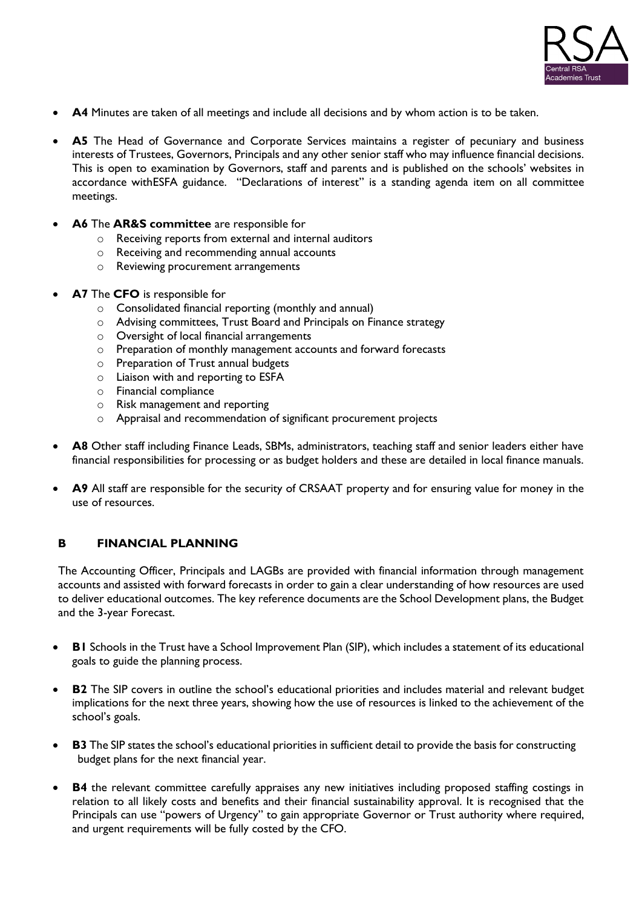- **A4** Minutes are taken of all meetings and include all decisions and by whom action is to be taken.

- **A5** The Head of Governance and Corporate Services maintains a register of pecuniary and business interests of Trustees, Governors, Principals and any other senior staff who may influence financial decisions. This is open to examination by Governors, staff and parents and is published on the schools' websites in accordance withESFA guidance. "Declarations of interest" is a standing agenda item on all committee meetings.

- **A6** The **AR&S committee** are responsible for
  - Receiving reports from external and internal auditors
  - Receiving and recommending annual accounts
  - Reviewing procurement arrangements

- **A7** The **CFO** is responsible for
  - Consolidated financial reporting (monthly and annual)
  - Advising committees, Trust Board and Principals on Finance strategy
  - Oversight of local financial arrangements
  - Preparation of monthly management accounts and forward forecasts
  - Preparation of Trust annual budgets
  - Liaison with and reporting to ESFA
  - Financial compliance
  - Risk management and reporting
  - Appraisal and recommendation of significant procurement projects

- **A8** Other staff including Finance Leads, SBMs, administrators, teaching staff and senior leaders either have financial responsibilities for processing or as budget holders and these are detailed in local finance manuals.

- **A9** All staff are responsible for the security of CRSAAT property and for ensuring value for money in the use of resources.

## B FINANCIAL PLANNING

The Accounting Officer, Principals and LAGBs are provided with financial information through management accounts and assisted with forward forecasts in order to gain a clear understanding of how resources are used to deliver educational outcomes. The key reference documents are the School Development plans, the Budget and the 3-year Forecast.

- **B1** Schools in the Trust have a School Improvement Plan (SIP), which includes a statement of its educational goals to guide the planning process.

- **B2** The SIP covers in outline the school's educational priorities and includes material and relevant budget implications for the next three years, showing how the use of resources is linked to the achievement of the school's goals.

- **B3** The SIP states the school's educational priorities in sufficient detail to provide the basis for constructing budget plans for the next financial year.

- **B4** the relevant committee carefully appraises any new initiatives including proposed staffing costings in relation to all likely costs and benefits and their financial sustainability approval. It is recognised that the Principals can use "powers of Urgency" to gain appropriate Governor or Trust authority where required, and urgent requirements will be fully costed by the CFO.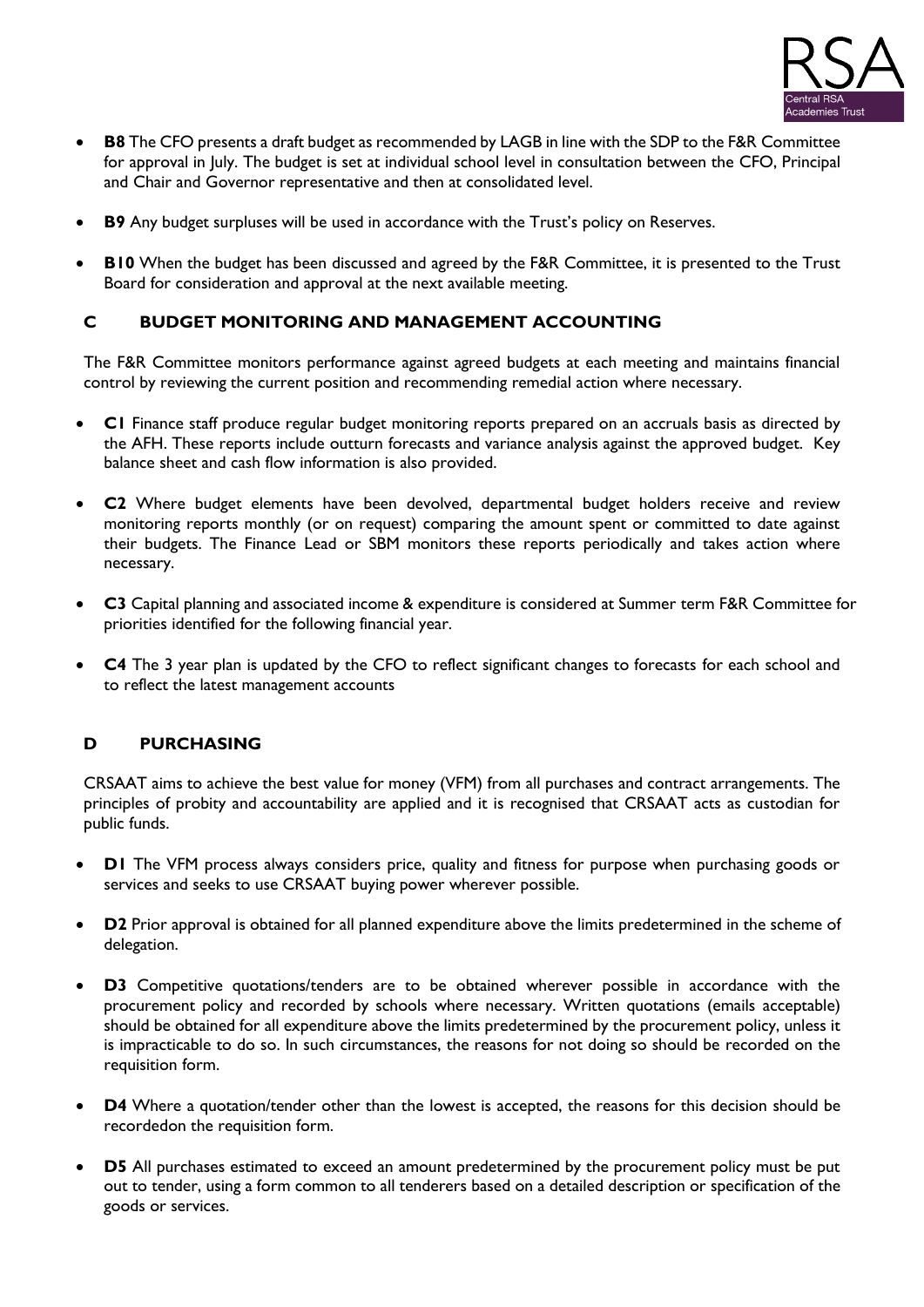- **B8** The CFO presents a draft budget as recommended by LAGB in line with the SDP to the F&R Committee for approval in July. The budget is set at individual school level in consultation between the CFO, Principal and Chair and Governor representative and then at consolidated level.

- **B9** Any budget surpluses will be used in accordance with the Trust's policy on Reserves.

- **B10** When the budget has been discussed and agreed by the F&R Committee, it is presented to the Trust Board for consideration and approval at the next available meeting.

## C BUDGET MONITORING AND MANAGEMENT ACCOUNTING

The F&R Committee monitors performance against agreed budgets at each meeting and maintains financial control by reviewing the current position and recommending remedial action where necessary.

- **C1** Finance staff produce regular budget monitoring reports prepared on an accruals basis as directed by the AFH. These reports include outturn forecasts and variance analysis against the approved budget. Key balance sheet and cash flow information is also provided.

- **C2** Where budget elements have been devolved, departmental budget holders receive and review monitoring reports monthly (or on request) comparing the amount spent or committed to date against their budgets. The Finance Lead or SBM monitors these reports periodically and takes action where necessary.

- **C3** Capital planning and associated income & expenditure is considered at Summer term F&R Committee for priorities identified for the following financial year.

- **C4** The 3 year plan is updated by the CFO to reflect significant changes to forecasts for each school and to reflect the latest management accounts

## D PURCHASING

CRSAAT aims to achieve the best value for money (VFM) from all purchases and contract arrangements. The principles of probity and accountability are applied and it is recognised that CRSAAT acts as custodian for public funds.

- **D1** The VFM process always considers price, quality and fitness for purpose when purchasing goods or services and seeks to use CRSAAT buying power wherever possible.

- **D2** Prior approval is obtained for all planned expenditure above the limits predetermined in the scheme of delegation.

- **D3** Competitive quotations/tenders are to be obtained wherever possible in accordance with the procurement policy and recorded by schools where necessary. Written quotations (emails acceptable) should be obtained for all expenditure above the limits predetermined by the procurement policy, unless it is impracticable to do so. In such circumstances, the reasons for not doing so should be recorded on the requisition form.

- **D4** Where a quotation/tender other than the lowest is accepted, the reasons for this decision should be recordedon the requisition form.

- **D5** All purchases estimated to exceed an amount predetermined by the procurement policy must be put out to tender, using a form common to all tenderers based on a detailed description or specification of the goods or services.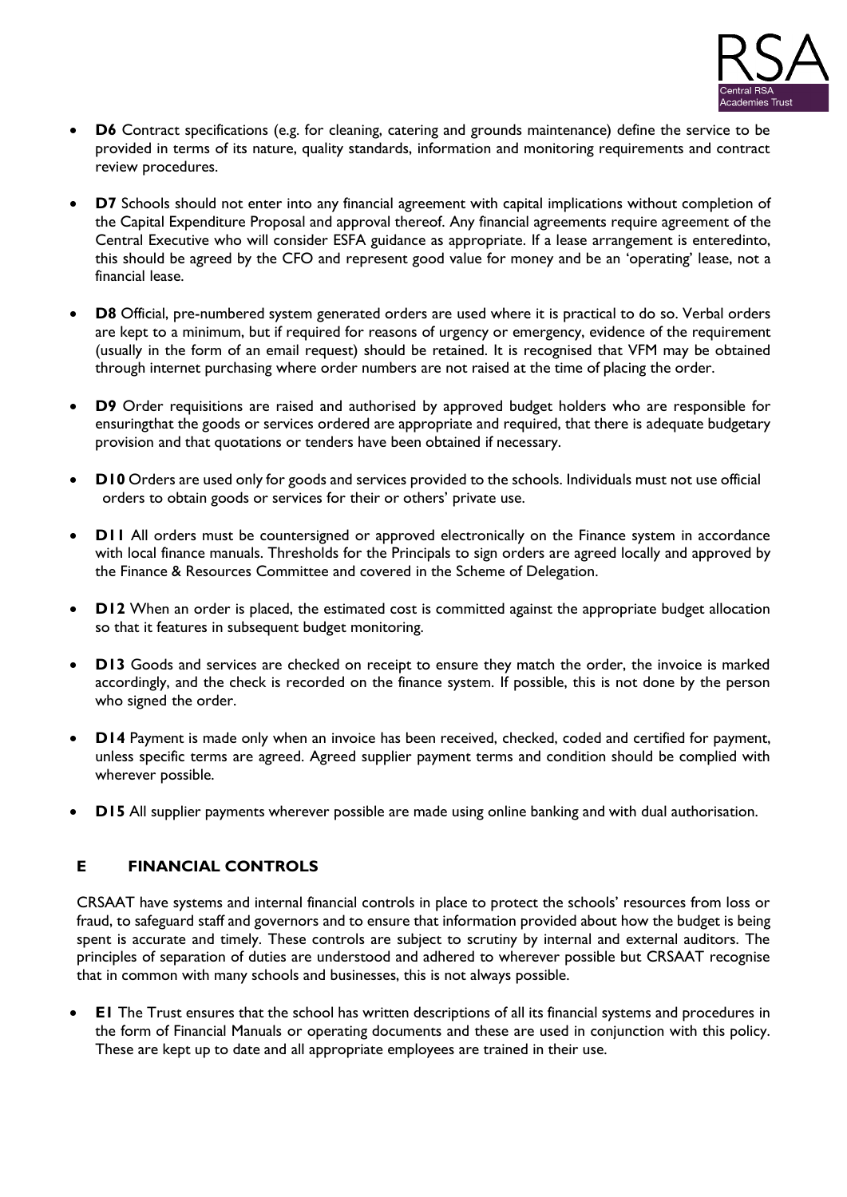- **D6** Contract specifications (e.g. for cleaning, catering and grounds maintenance) define the service to be provided in terms of its nature, quality standards, information and monitoring requirements and contract review procedures.

- **D7** Schools should not enter into any financial agreement with capital implications without completion of the Capital Expenditure Proposal and approval thereof. Any financial agreements require agreement of the Central Executive who will consider ESFA guidance as appropriate. If a lease arrangement is enteredinto, this should be agreed by the CFO and represent good value for money and be an 'operating' lease, not a financial lease.

- **D8** Official, pre-numbered system generated orders are used where it is practical to do so. Verbal orders are kept to a minimum, but if required for reasons of urgency or emergency, evidence of the requirement (usually in the form of an email request) should be retained. It is recognised that VFM may be obtained through internet purchasing where order numbers are not raised at the time of placing the order.

- **D9** Order requisitions are raised and authorised by approved budget holders who are responsible for ensuringthat the goods or services ordered are appropriate and required, that there is adequate budgetary provision and that quotations or tenders have been obtained if necessary.

- **D10** Orders are used only for goods and services provided to the schools. Individuals must not use official orders to obtain goods or services for their or others' private use.

- **D11** All orders must be countersigned or approved electronically on the Finance system in accordance with local finance manuals. Thresholds for the Principals to sign orders are agreed locally and approved by the Finance & Resources Committee and covered in the Scheme of Delegation.

- **D12** When an order is placed, the estimated cost is committed against the appropriate budget allocation so that it features in subsequent budget monitoring.

- **D13** Goods and services are checked on receipt to ensure they match the order, the invoice is marked accordingly, and the check is recorded on the finance system. If possible, this is not done by the person who signed the order.

- **D14** Payment is made only when an invoice has been received, checked, coded and certified for payment, unless specific terms are agreed. Agreed supplier payment terms and condition should be complied with wherever possible.

- **D15** All supplier payments wherever possible are made using online banking and with dual authorisation.

## E FINANCIAL CONTROLS

CRSAAT have systems and internal financial controls in place to protect the schools' resources from loss or fraud, to safeguard staff and governors and to ensure that information provided about how the budget is being spent is accurate and timely. These controls are subject to scrutiny by internal and external auditors. The principles of separation of duties are understood and adhered to wherever possible but CRSAAT recognise that in common with many schools and businesses, this is not always possible.

- **E1** The Trust ensures that the school has written descriptions of all its financial systems and procedures in the form of Financial Manuals or operating documents and these are used in conjunction with this policy. These are kept up to date and all appropriate employees are trained in their use.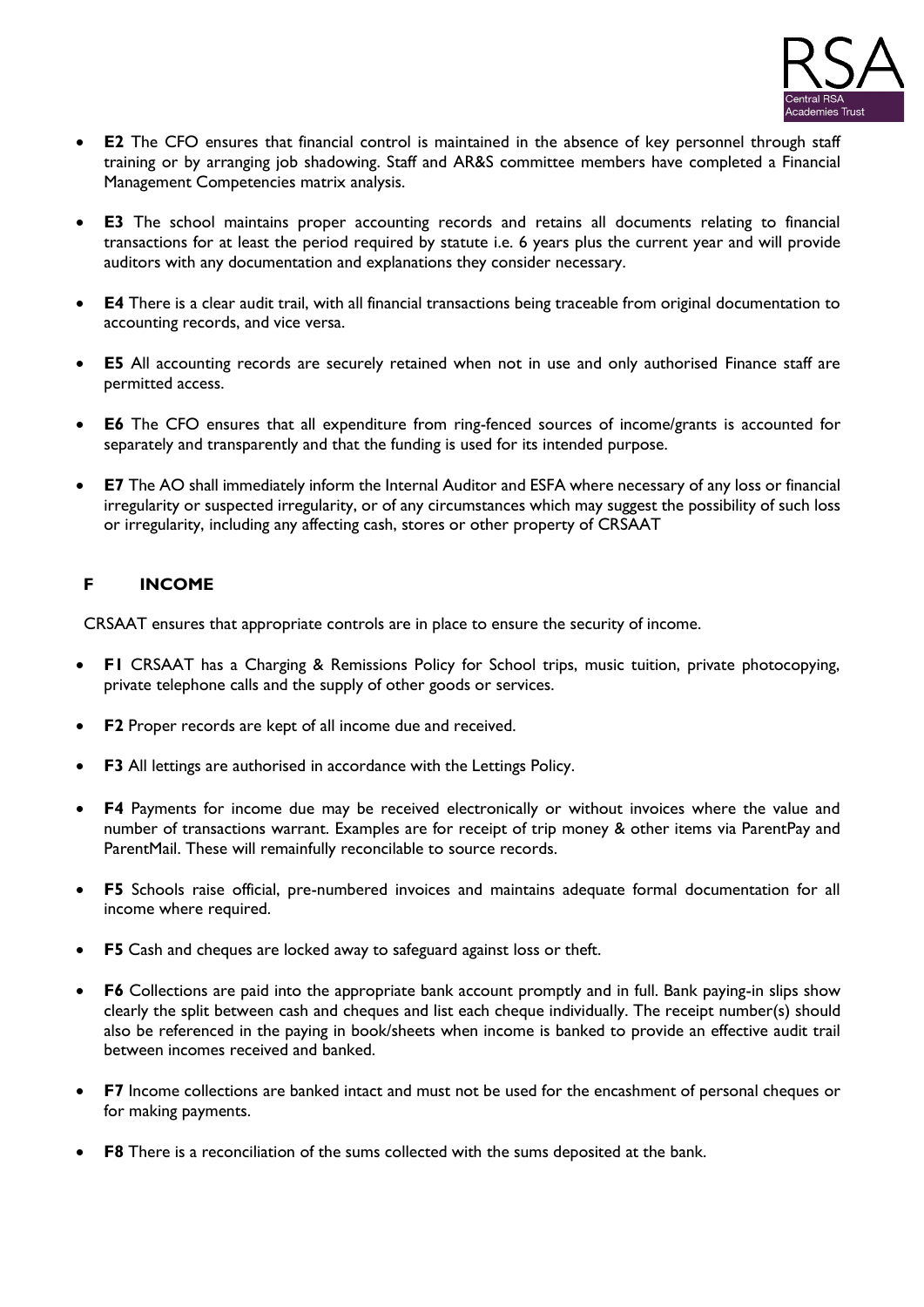- **E2** The CFO ensures that financial control is maintained in the absence of key personnel through staff training or by arranging job shadowing. Staff and AR&S committee members have completed a Financial Management Competencies matrix analysis.

- **E3** The school maintains proper accounting records and retains all documents relating to financial transactions for at least the period required by statute i.e. 6 years plus the current year and will provide auditors with any documentation and explanations they consider necessary.

- **E4** There is a clear audit trail, with all financial transactions being traceable from original documentation to accounting records, and vice versa.

- **E5** All accounting records are securely retained when not in use and only authorised Finance staff are permitted access.

- **E6** The CFO ensures that all expenditure from ring-fenced sources of income/grants is accounted for separately and transparently and that the funding is used for its intended purpose.

- **E7** The AO shall immediately inform the Internal Auditor and ESFA where necessary of any loss or financial irregularity or suspected irregularity, or of any circumstances which may suggest the possibility of such loss or irregularity, including any affecting cash, stores or other property of CRSAAT

## F INCOME

CRSAAT ensures that appropriate controls are in place to ensure the security of income.

- **F1** CRSAAT has a Charging & Remissions Policy for School trips, music tuition, private photocopying, private telephone calls and the supply of other goods or services.

- **F2** Proper records are kept of all income due and received.

- **F3** All lettings are authorised in accordance with the Lettings Policy.

- **F4** Payments for income due may be received electronically or without invoices where the value and number of transactions warrant. Examples are for receipt of trip money & other items via ParentPay and ParentMail. These will remainfully reconcilable to source records.

- **F5** Schools raise official, pre-numbered invoices and maintains adequate formal documentation for all income where required.

- **F5** Cash and cheques are locked away to safeguard against loss or theft.

- **F6** Collections are paid into the appropriate bank account promptly and in full. Bank paying-in slips show clearly the split between cash and cheques and list each cheque individually. The receipt number(s) should also be referenced in the paying in book/sheets when income is banked to provide an effective audit trail between incomes received and banked.

- **F7** Income collections are banked intact and must not be used for the encashment of personal cheques or for making payments.

- **F8** There is a reconciliation of the sums collected with the sums deposited at the bank.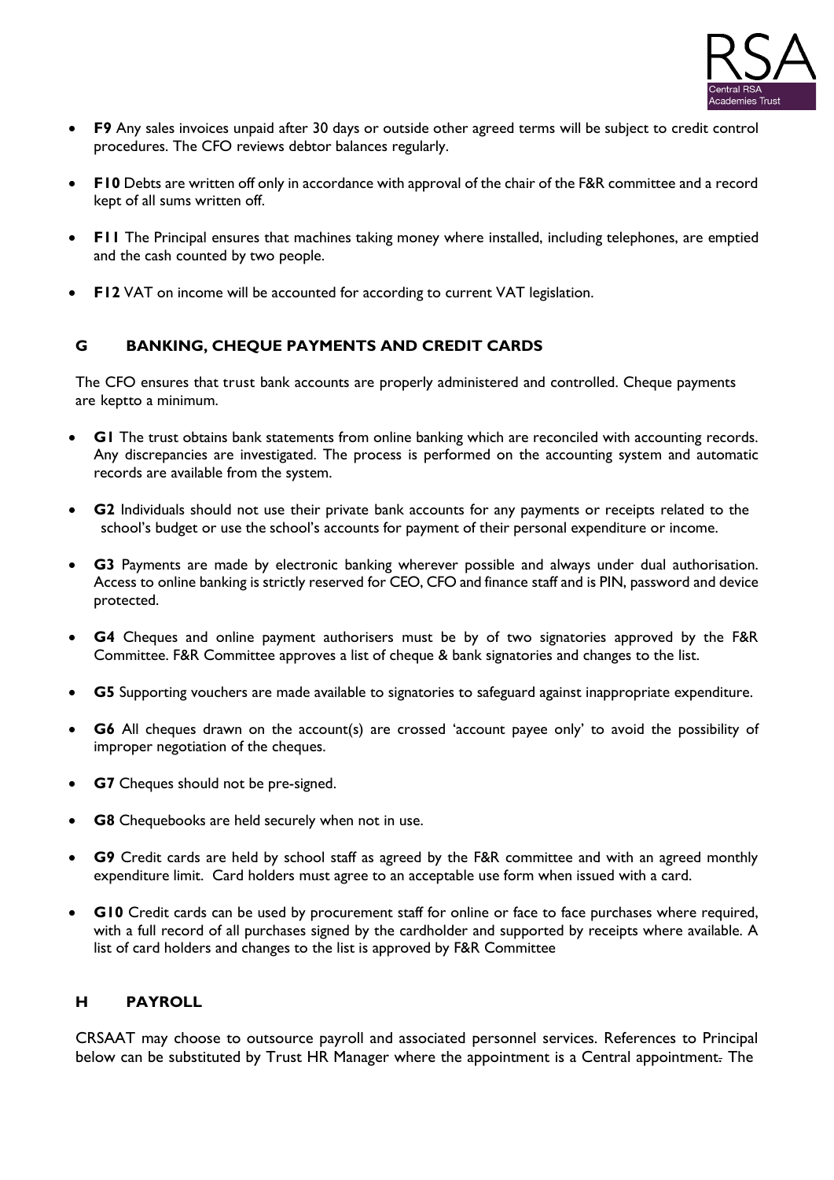- **F9** Any sales invoices unpaid after 30 days or outside other agreed terms will be subject to credit control procedures. The CFO reviews debtor balances regularly.

- **F10** Debts are written off only in accordance with approval of the chair of the F&R committee and a record kept of all sums written off.

- **F11** The Principal ensures that machines taking money where installed, including telephones, are emptied and the cash counted by two people.

- **F12** VAT on income will be accounted for according to current VAT legislation.

## G BANKING, CHEQUE PAYMENTS AND CREDIT CARDS

The CFO ensures that trust bank accounts are properly administered and controlled. Cheque payments are keptto a minimum.

- **G1** The trust obtains bank statements from online banking which are reconciled with accounting records. Any discrepancies are investigated. The process is performed on the accounting system and automatic records are available from the system.

- **G2** Individuals should not use their private bank accounts for any payments or receipts related to the school's budget or use the school's accounts for payment of their personal expenditure or income.

- **G3** Payments are made by electronic banking wherever possible and always under dual authorisation. Access to online banking is strictly reserved for CEO, CFO and finance staff and is PIN, password and device protected.

- **G4** Cheques and online payment authorisers must be by of two signatories approved by the F&R Committee. F&R Committee approves a list of cheque & bank signatories and changes to the list.

- **G5** Supporting vouchers are made available to signatories to safeguard against inappropriate expenditure.

- **G6** All cheques drawn on the account(s) are crossed 'account payee only' to avoid the possibility of improper negotiation of the cheques.

- **G7** Cheques should not be pre-signed.

- **G8** Chequebooks are held securely when not in use.

- **G9** Credit cards are held by school staff as agreed by the F&R committee and with an agreed monthly expenditure limit. Card holders must agree to an acceptable use form when issued with a card.

- **G10** Credit cards can be used by procurement staff for online or face to face purchases where required, with a full record of all purchases signed by the cardholder and supported by receipts where available. A list of card holders and changes to the list is approved by F&R Committee

## H PAYROLL

CRSAAT may choose to outsource payroll and associated personnel services. References to Principal below can be substituted by Trust HR Manager where the appointment is a Central appointment. The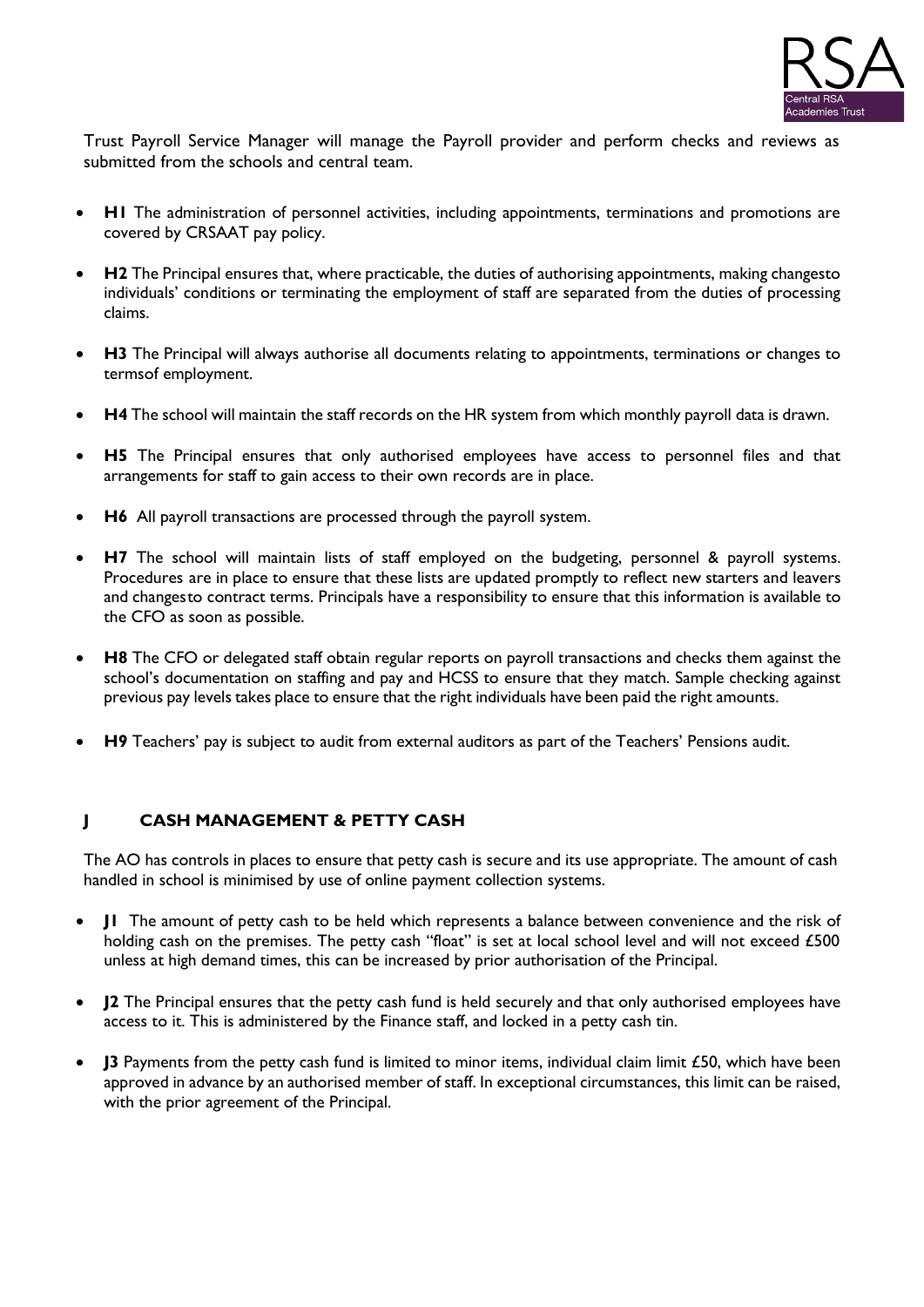Trust Payroll Service Manager will manage the Payroll provider and perform checks and reviews as submitted from the schools and central team.

- **H1** The administration of personnel activities, including appointments, terminations and promotions are covered by CRSAAT pay policy.
- **H2** The Principal ensures that, where practicable, the duties of authorising appointments, making changesto individuals' conditions or terminating the employment of staff are separated from the duties of processing claims.
- **H3** The Principal will always authorise all documents relating to appointments, terminations or changes to termsof employment.
- **H4** The school will maintain the staff records on the HR system from which monthly payroll data is drawn.
- **H5** The Principal ensures that only authorised employees have access to personnel files and that arrangements for staff to gain access to their own records are in place.
- **H6** All payroll transactions are processed through the payroll system.
- **H7** The school will maintain lists of staff employed on the budgeting, personnel & payroll systems. Procedures are in place to ensure that these lists are updated promptly to reflect new starters and leavers and changesto contract terms. Principals have a responsibility to ensure that this information is available to the CFO as soon as possible.
- **H8** The CFO or delegated staff obtain regular reports on payroll transactions and checks them against the school's documentation on staffing and pay and HCSS to ensure that they match. Sample checking against previous pay levels takes place to ensure that the right individuals have been paid the right amounts.
- **H9** Teachers' pay is subject to audit from external auditors as part of the Teachers' Pensions audit.

## J CASH MANAGEMENT & PETTY CASH

The AO has controls in places to ensure that petty cash is secure and its use appropriate. The amount of cash handled in school is minimised by use of online payment collection systems.

- **J1** The amount of petty cash to be held which represents a balance between convenience and the risk of holding cash on the premises. The petty cash "float" is set at local school level and will not exceed £500 unless at high demand times, this can be increased by prior authorisation of the Principal.
- **J2** The Principal ensures that the petty cash fund is held securely and that only authorised employees have access to it. This is administered by the Finance staff, and locked in a petty cash tin.
- **J3** Payments from the petty cash fund is limited to minor items, individual claim limit £50, which have been approved in advance by an authorised member of staff. In exceptional circumstances, this limit can be raised, with the prior agreement of the Principal.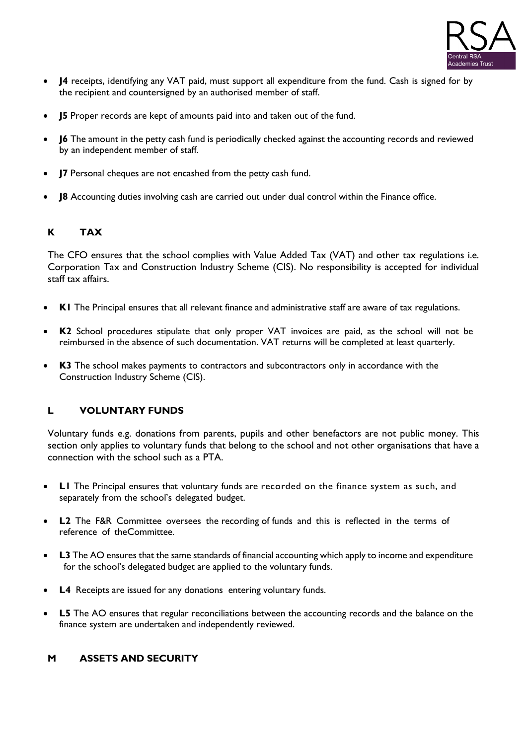- **J4** receipts, identifying any VAT paid, must support all expenditure from the fund. Cash is signed for by the recipient and countersigned by an authorised member of staff.

- **J5** Proper records are kept of amounts paid into and taken out of the fund.

- **J6** The amount in the petty cash fund is periodically checked against the accounting records and reviewed by an independent member of staff.

- **J7** Personal cheques are not encashed from the petty cash fund.

- **J8** Accounting duties involving cash are carried out under dual control within the Finance office.

## K TAX

The CFO ensures that the school complies with Value Added Tax (VAT) and other tax regulations i.e. Corporation Tax and Construction Industry Scheme (CIS). No responsibility is accepted for individual staff tax affairs.

- **K1** The Principal ensures that all relevant finance and administrative staff are aware of tax regulations.

- **K2** School procedures stipulate that only proper VAT invoices are paid, as the school will not be reimbursed in the absence of such documentation. VAT returns will be completed at least quarterly.

- **K3** The school makes payments to contractors and subcontractors only in accordance with the Construction Industry Scheme (CIS).

## L VOLUNTARY FUNDS

Voluntary funds e.g. donations from parents, pupils and other benefactors are not public money. This section only applies to voluntary funds that belong to the school and not other organisations that have a connection with the school such as a PTA.

- **L1** The Principal ensures that voluntary funds are recorded on the finance system as such, and separately from the school's delegated budget.

- **L2** The F&R Committee oversees the recording of funds and this is reflected in the terms of reference of theCommittee.

- **L3** The AO ensures that the same standards of financial accounting which apply to income and expenditure for the school's delegated budget are applied to the voluntary funds.

- **L4** Receipts are issued for any donations entering voluntary funds.

- **L5** The AO ensures that regular reconciliations between the accounting records and the balance on the finance system are undertaken and independently reviewed.

## M ASSETS AND SECURITY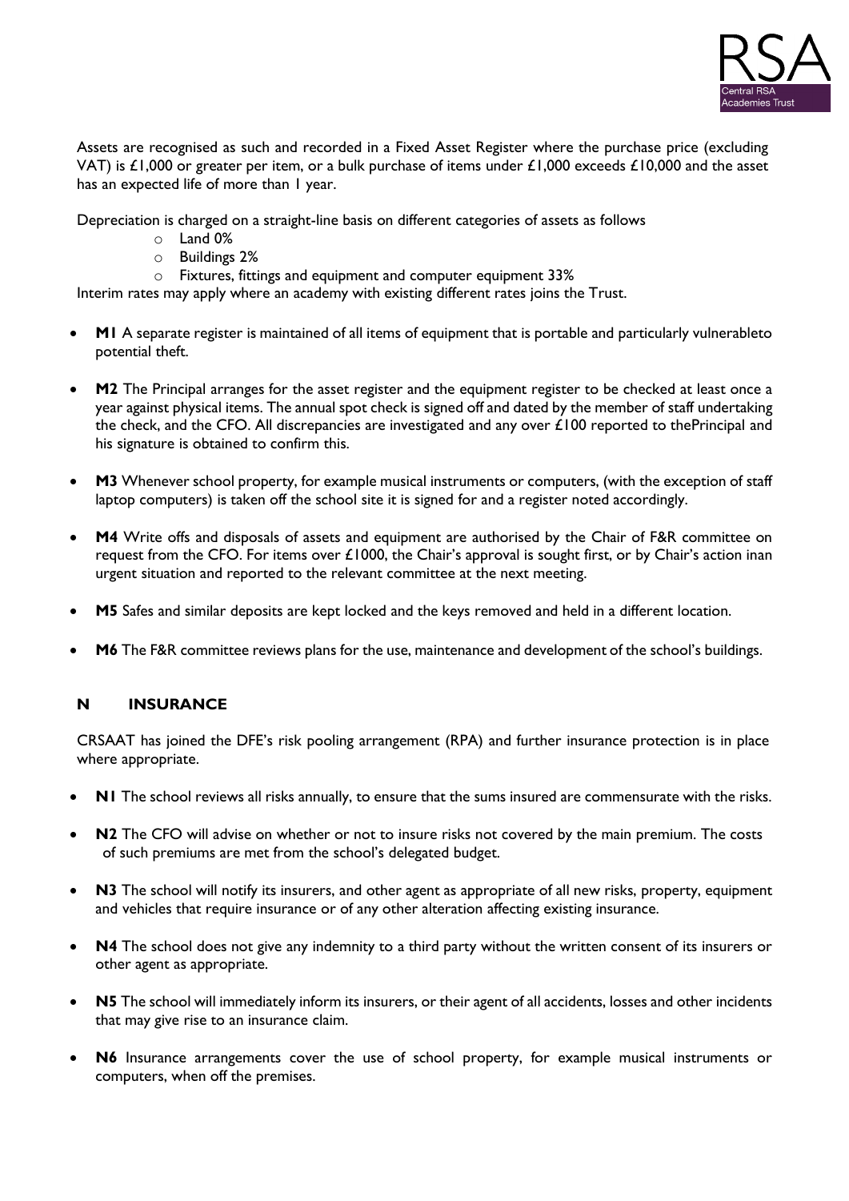Assets are recognised as such and recorded in a Fixed Asset Register where the purchase price (excluding VAT) is £1,000 or greater per item, or a bulk purchase of items under £1,000 exceeds £10,000 and the asset has an expected life of more than 1 year.

Depreciation is charged on a straight-line basis on different categories of assets as follows

- Land 0%
- Buildings 2%
- Fixtures, fittings and equipment and computer equipment 33%

Interim rates may apply where an academy with existing different rates joins the Trust.

- **M1** A separate register is maintained of all items of equipment that is portable and particularly vulnerableto potential theft.
- **M2** The Principal arranges for the asset register and the equipment register to be checked at least once a year against physical items. The annual spot check is signed off and dated by the member of staff undertaking the check, and the CFO. All discrepancies are investigated and any over £100 reported to thePrincipal and his signature is obtained to confirm this.
- **M3** Whenever school property, for example musical instruments or computers, (with the exception of staff laptop computers) is taken off the school site it is signed for and a register noted accordingly.
- **M4** Write offs and disposals of assets and equipment are authorised by the Chair of F&R committee on request from the CFO. For items over £1000, the Chair's approval is sought first, or by Chair's action inan urgent situation and reported to the relevant committee at the next meeting.
- **M5** Safes and similar deposits are kept locked and the keys removed and held in a different location.
- **M6** The F&R committee reviews plans for the use, maintenance and development of the school's buildings.

## N INSURANCE

CRSAAT has joined the DFE's risk pooling arrangement (RPA) and further insurance protection is in place where appropriate.

- **N1** The school reviews all risks annually, to ensure that the sums insured are commensurate with the risks.
- **N2** The CFO will advise on whether or not to insure risks not covered by the main premium. The costs of such premiums are met from the school's delegated budget.
- **N3** The school will notify its insurers, and other agent as appropriate of all new risks, property, equipment and vehicles that require insurance or of any other alteration affecting existing insurance.
- **N4** The school does not give any indemnity to a third party without the written consent of its insurers or other agent as appropriate.
- **N5** The school will immediately inform its insurers, or their agent of all accidents, losses and other incidents that may give rise to an insurance claim.
- **N6** Insurance arrangements cover the use of school property, for example musical instruments or computers, when off the premises.